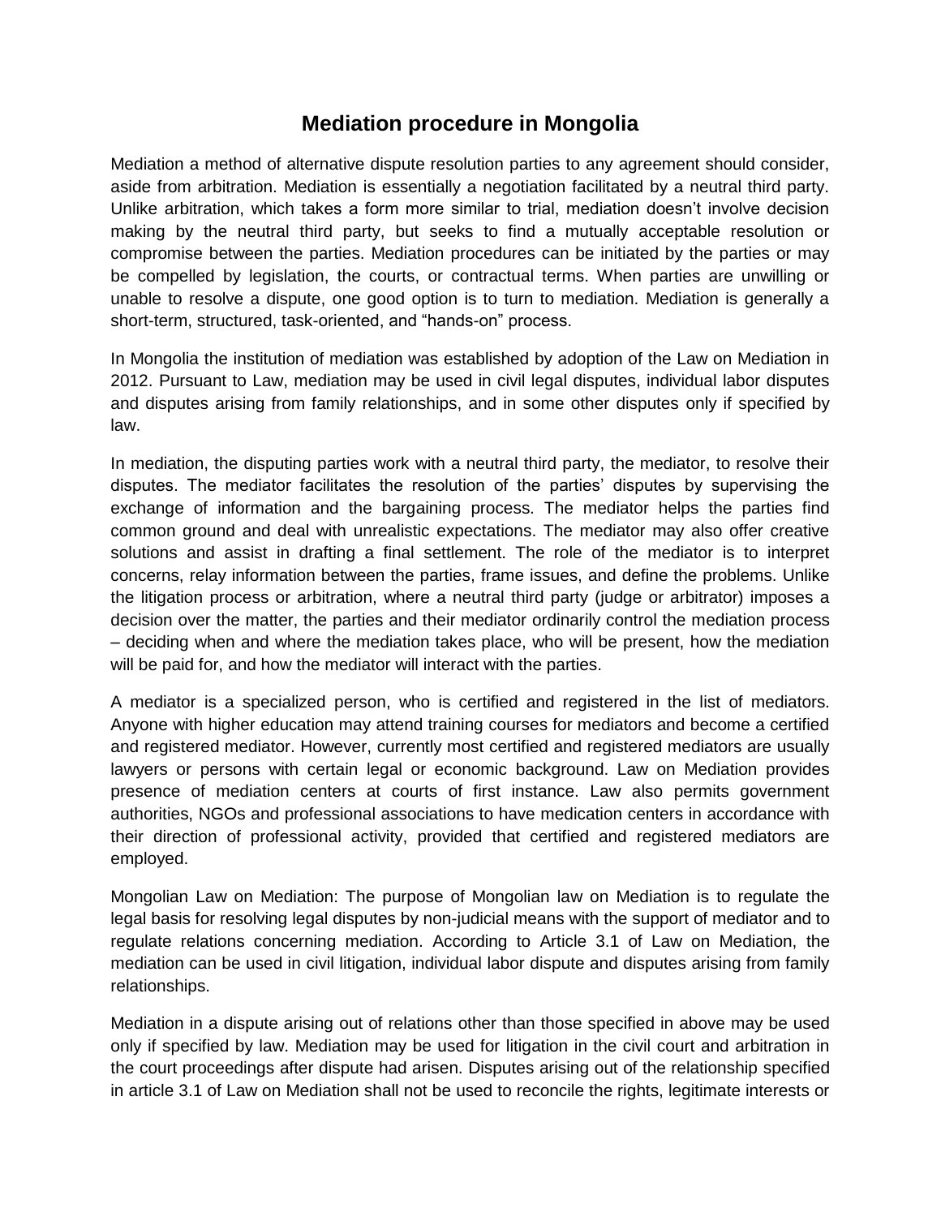# Mediation procedure in Mongolia

Mediation a method of alternative dispute resolution parties to any agreement should consider, aside from arbitration. Mediation is essentially a negotiation facilitated by a neutral third party. Unlike arbitration, which takes a form more similar to trial, mediation doesn't involve decision making by the neutral third party, but seeks to find a mutually acceptable resolution or compromise between the parties. Mediation procedures can be initiated by the parties or may be compelled by legislation, the courts, or contractual terms. When parties are unwilling or unable to resolve a dispute, one good option is to turn to mediation. Mediation is generally a short-term, structured, task-oriented, and "hands-on" process.

In Mongolia the institution of mediation was established by adoption of the Law on Mediation in 2012. Pursuant to Law, mediation may be used in civil legal disputes, individual labor disputes and disputes arising from family relationships, and in some other disputes only if specified by law.

In mediation, the disputing parties work with a neutral third party, the mediator, to resolve their disputes. The mediator facilitates the resolution of the parties' disputes by supervising the exchange of information and the bargaining process. The mediator helps the parties find common ground and deal with unrealistic expectations. The mediator may also offer creative solutions and assist in drafting a final settlement. The role of the mediator is to interpret concerns, relay information between the parties, frame issues, and define the problems. Unlike the litigation process or arbitration, where a neutral third party (judge or arbitrator) imposes a decision over the matter, the parties and their mediator ordinarily control the mediation process – deciding when and where the mediation takes place, who will be present, how the mediation will be paid for, and how the mediator will interact with the parties.

A mediator is a specialized person, who is certified and registered in the list of mediators. Anyone with higher education may attend training courses for mediators and become a certified and registered mediator. However, currently most certified and registered mediators are usually lawyers or persons with certain legal or economic background. Law on Mediation provides presence of mediation centers at courts of first instance. Law also permits government authorities, NGOs and professional associations to have medication centers in accordance with their direction of professional activity, provided that certified and registered mediators are employed.

Mongolian Law on Mediation: The purpose of Mongolian law on Mediation is to regulate the legal basis for resolving legal disputes by non-judicial means with the support of mediator and to regulate relations concerning mediation. According to Article 3.1 of Law on Mediation, the mediation can be used in civil litigation, individual labor dispute and disputes arising from family relationships.

Mediation in a dispute arising out of relations other than those specified in above may be used only if specified by law. Mediation may be used for litigation in the civil court and arbitration in the court proceedings after dispute had arisen. Disputes arising out of the relationship specified in article 3.1 of Law on Mediation shall not be used to reconcile the rights, legitimate interests or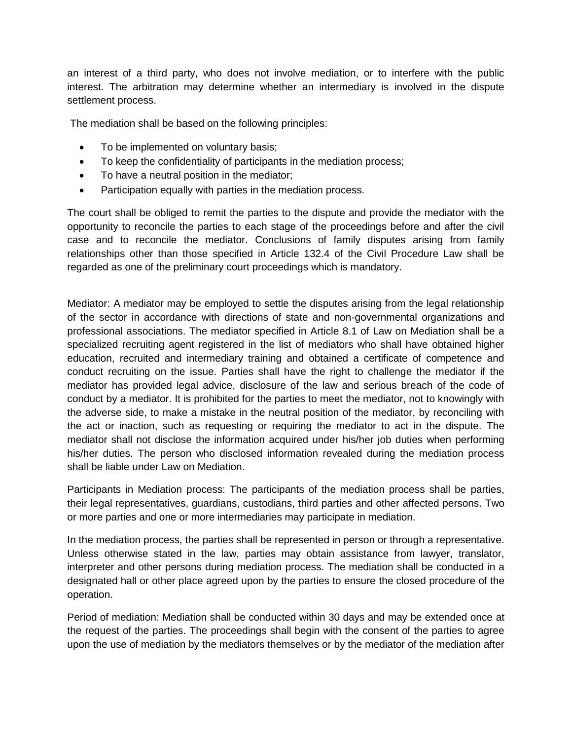an interest of a third party, who does not involve mediation, or to interfere with the public interest. The arbitration may determine whether an intermediary is involved in the dispute settlement process.

The mediation shall be based on the following principles:

- To be implemented on voluntary basis;
- To keep the confidentiality of participants in the mediation process;
- To have a neutral position in the mediator;
- Participation equally with parties in the mediation process.

The court shall be obliged to remit the parties to the dispute and provide the mediator with the opportunity to reconcile the parties to each stage of the proceedings before and after the civil case and to reconcile the mediator. Conclusions of family disputes arising from family relationships other than those specified in Article 132.4 of the Civil Procedure Law shall be regarded as one of the preliminary court proceedings which is mandatory.

Mediator: A mediator may be employed to settle the disputes arising from the legal relationship of the sector in accordance with directions of state and non-governmental organizations and professional associations. The mediator specified in Article 8.1 of Law on Mediation shall be a specialized recruiting agent registered in the list of mediators who shall have obtained higher education, recruited and intermediary training and obtained a certificate of competence and conduct recruiting on the issue. Parties shall have the right to challenge the mediator if the mediator has provided legal advice, disclosure of the law and serious breach of the code of conduct by a mediator. It is prohibited for the parties to meet the mediator, not to knowingly with the adverse side, to make a mistake in the neutral position of the mediator, by reconciling with the act or inaction, such as requesting or requiring the mediator to act in the dispute. The mediator shall not disclose the information acquired under his/her job duties when performing his/her duties. The person who disclosed information revealed during the mediation process shall be liable under Law on Mediation.

Participants in Mediation process: The participants of the mediation process shall be parties, their legal representatives, guardians, custodians, third parties and other affected persons. Two or more parties and one or more intermediaries may participate in mediation.

In the mediation process, the parties shall be represented in person or through a representative. Unless otherwise stated in the law, parties may obtain assistance from lawyer, translator, interpreter and other persons during mediation process. The mediation shall be conducted in a designated hall or other place agreed upon by the parties to ensure the closed procedure of the operation.

Period of mediation: Mediation shall be conducted within 30 days and may be extended once at the request of the parties. The proceedings shall begin with the consent of the parties to agree upon the use of mediation by the mediators themselves or by the mediator of the mediation after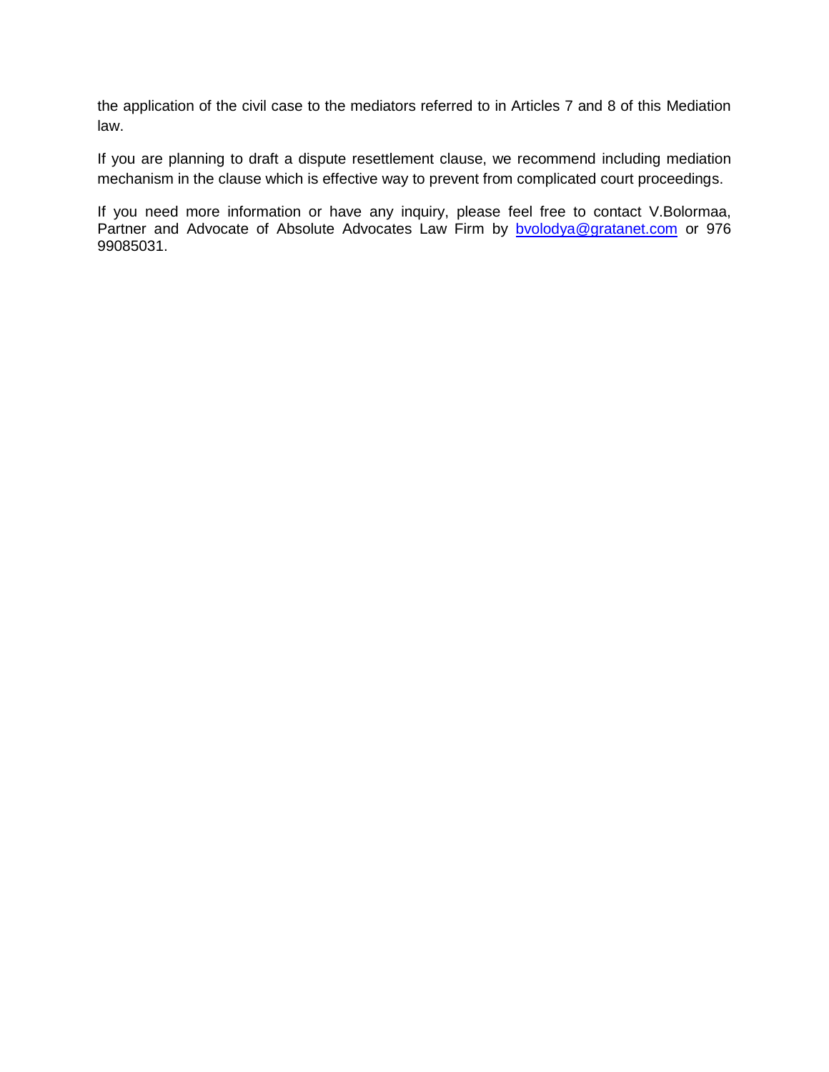the application of the civil case to the mediators referred to in Articles 7 and 8 of this Mediation law.

If you are planning to draft a dispute resettlement clause, we recommend including mediation mechanism in the clause which is effective way to prevent from complicated court proceedings.

If you need more information or have any inquiry, please feel free to contact V.Bolormaa, Partner and Advocate of Absolute Advocates Law Firm by bvolodya@gratanet.com or 976 99085031.